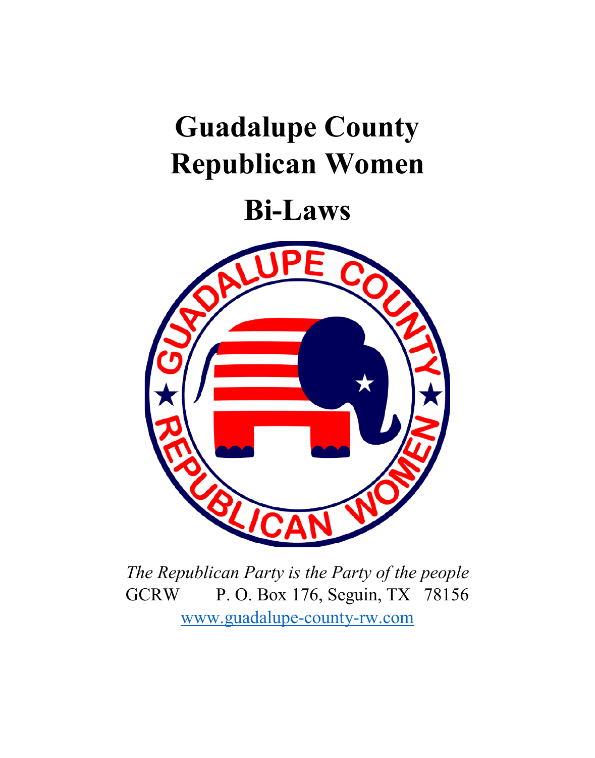# Guadalupe County Republican Women

# Bi-Laws

*The Republican Party is the Party of the people*

GCRW P. O. Box 176, Seguin, TX 78156

www.guadalupe-county-rw.com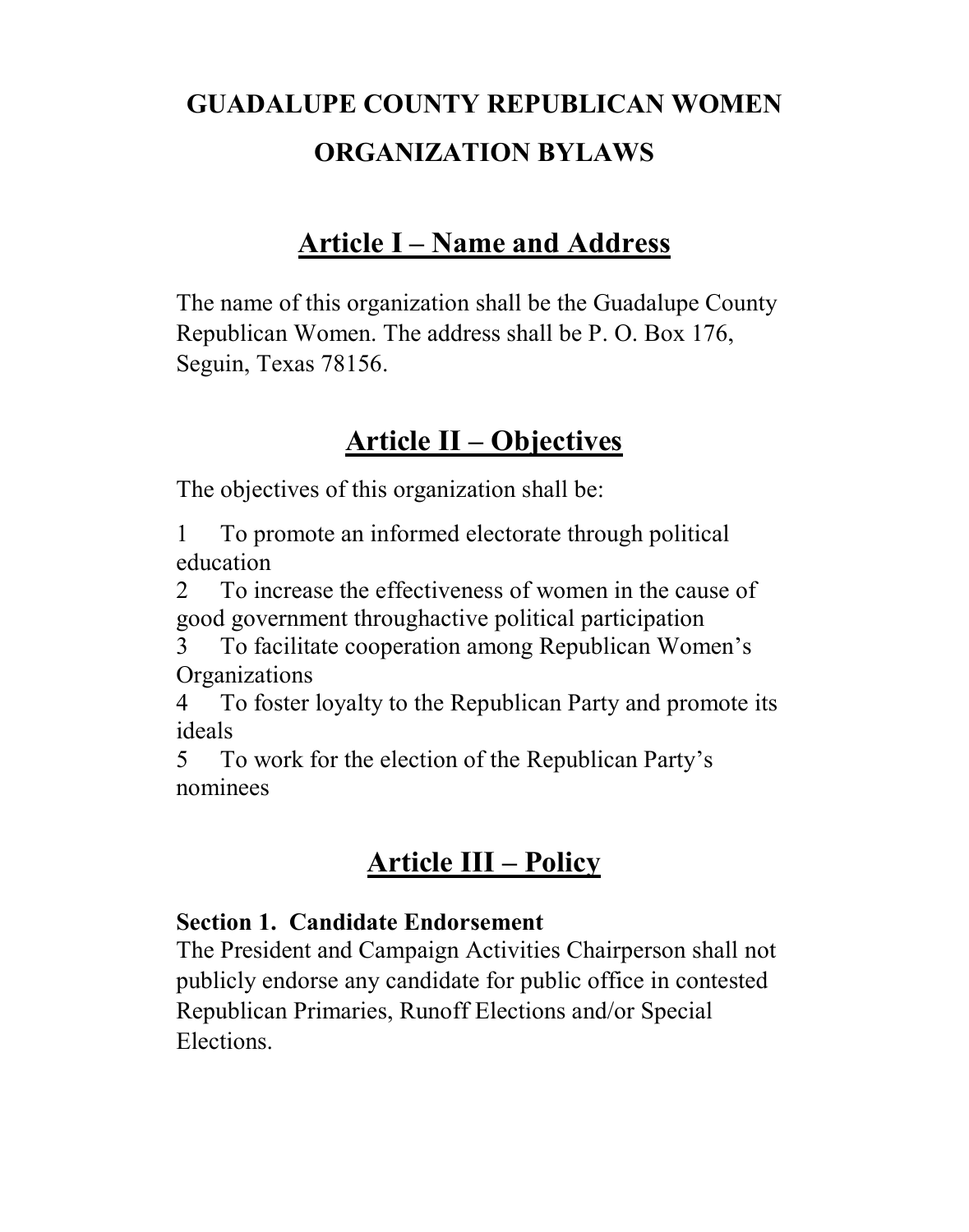# GUADALUPE COUNTY REPUBLICAN WOMEN ORGANIZATION BYLAWS

## Article I – Name and Address

The name of this organization shall be the Guadalupe County Republican Women. The address shall be P. O. Box 176, Seguin, Texas 78156.

## Article II – Objectives

The objectives of this organization shall be:

1 To promote an informed electorate through political education
2 To increase the effectiveness of women in the cause of good government throughactive political participation
3 To facilitate cooperation among Republican Women's Organizations
4 To foster loyalty to the Republican Party and promote its ideals
5 To work for the election of the Republican Party's nominees

## Article III – Policy

**Section 1. Candidate Endorsement**
The President and Campaign Activities Chairperson shall not publicly endorse any candidate for public office in contested Republican Primaries, Runoff Elections and/or Special Elections.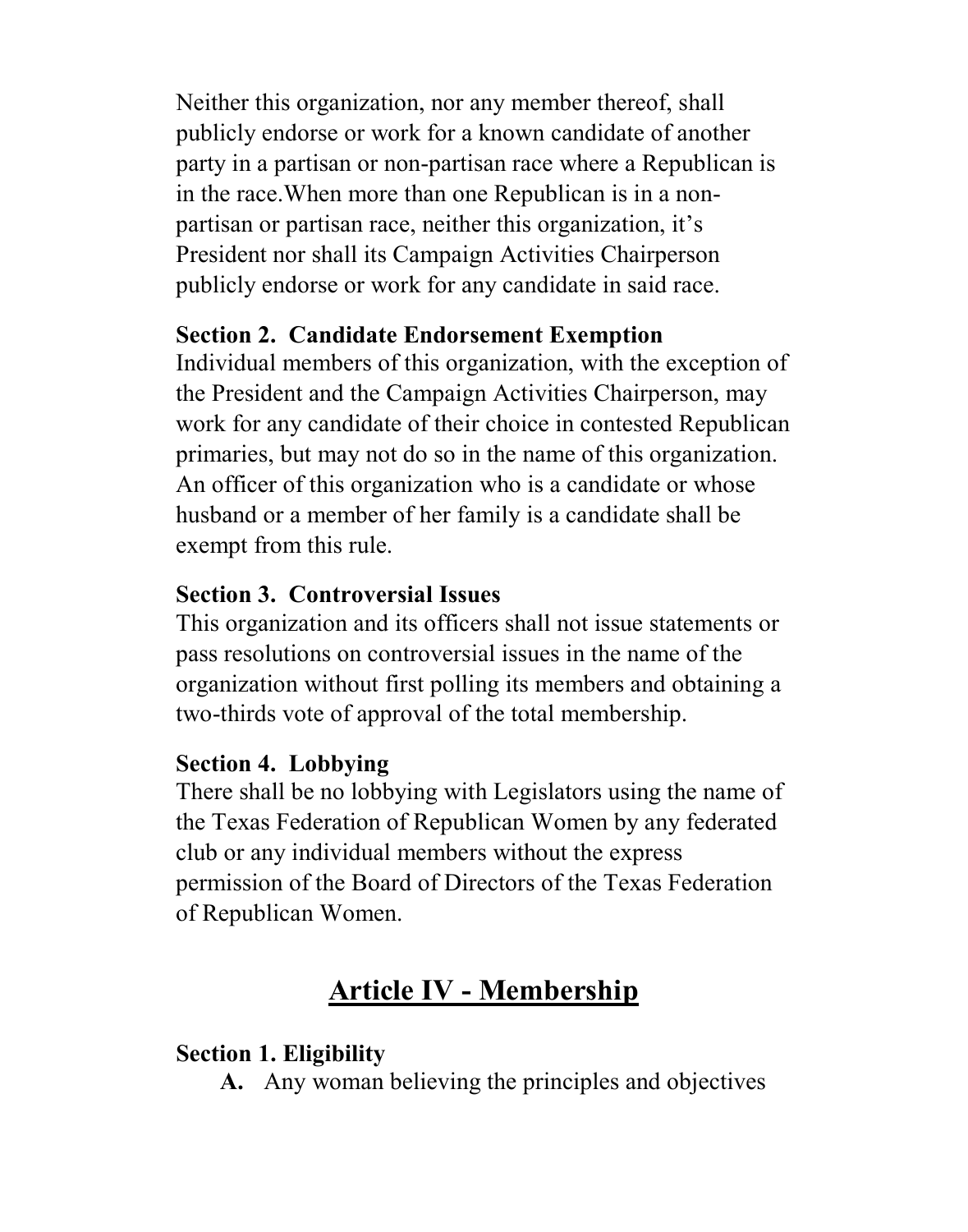Neither this organization, nor any member thereof, shall publicly endorse or work for a known candidate of another party in a partisan or non-partisan race where a Republican is in the race.When more than one Republican is in a non-partisan or partisan race, neither this organization, it's President nor shall its Campaign Activities Chairperson publicly endorse or work for any candidate in said race.

**Section 2. Candidate Endorsement Exemption**
Individual members of this organization, with the exception of the President and the Campaign Activities Chairperson, may work for any candidate of their choice in contested Republican primaries, but may not do so in the name of this organization. An officer of this organization who is a candidate or whose husband or a member of her family is a candidate shall be exempt from this rule.

**Section 3. Controversial Issues**
This organization and its officers shall not issue statements or pass resolutions on controversial issues in the name of the organization without first polling its members and obtaining a two-thirds vote of approval of the total membership.

**Section 4. Lobbying**
There shall be no lobbying with Legislators using the name of the Texas Federation of Republican Women by any federated club or any individual members without the express permission of the Board of Directors of the Texas Federation of Republican Women.

## Article IV - Membership

**Section 1. Eligibility**

**A.** Any woman believing the principles and objectives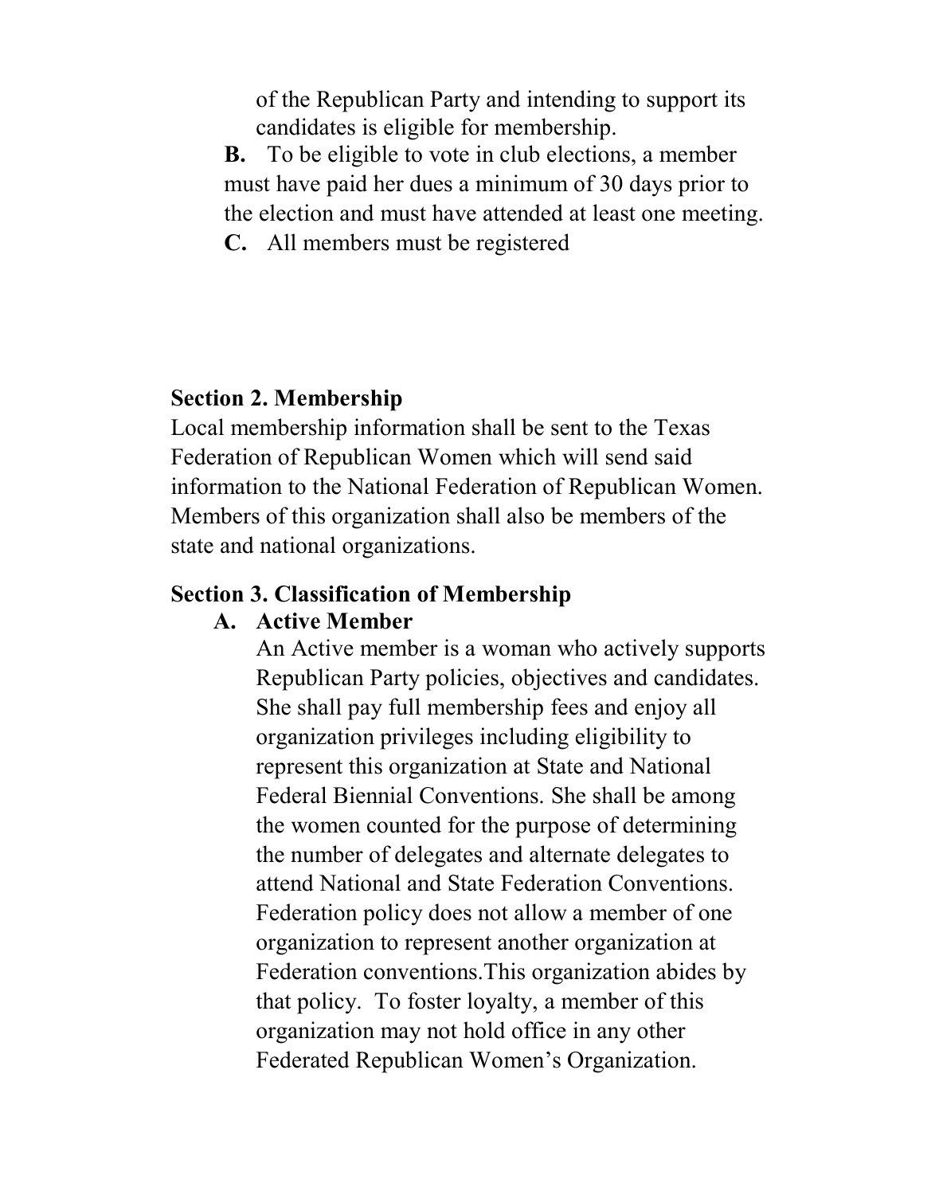of the Republican Party and intending to support its candidates is eligible for membership.

**B.** To be eligible to vote in club elections, a member must have paid her dues a minimum of 30 days prior to the election and must have attended at least one meeting.

**C.** All members must be registered

**Section 2. Membership**

Local membership information shall be sent to the Texas Federation of Republican Women which will send said information to the National Federation of Republican Women. Members of this organization shall also be members of the state and national organizations.

**Section 3. Classification of Membership**

**A. Active Member**

An Active member is a woman who actively supports Republican Party policies, objectives and candidates. She shall pay full membership fees and enjoy all organization privileges including eligibility to represent this organization at State and National Federal Biennial Conventions. She shall be among the women counted for the purpose of determining the number of delegates and alternate delegates to attend National and State Federation Conventions. Federation policy does not allow a member of one organization to represent another organization at Federation conventions.This organization abides by that policy. To foster loyalty, a member of this organization may not hold office in any other Federated Republican Women's Organization.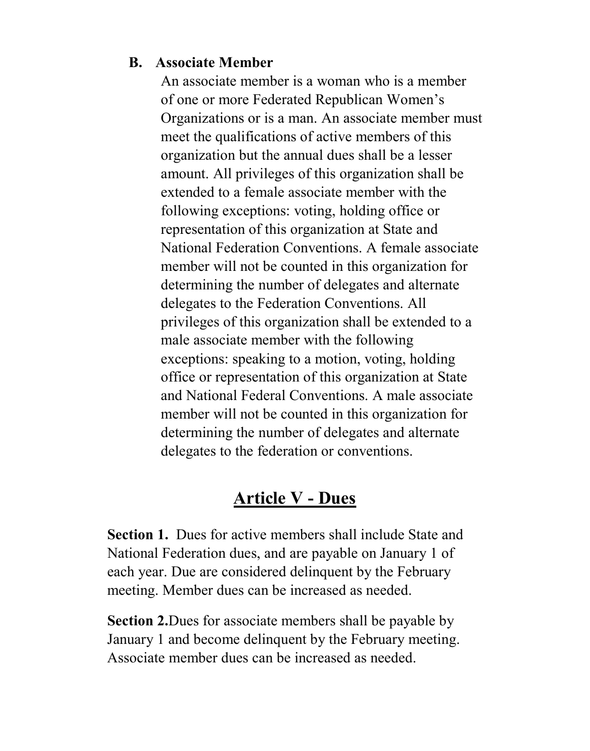**B. Associate Member**

An associate member is a woman who is a member of one or more Federated Republican Women's Organizations or is a man. An associate member must meet the qualifications of active members of this organization but the annual dues shall be a lesser amount. All privileges of this organization shall be extended to a female associate member with the following exceptions: voting, holding office or representation of this organization at State and National Federation Conventions. A female associate member will not be counted in this organization for determining the number of delegates and alternate delegates to the Federation Conventions. All privileges of this organization shall be extended to a male associate member with the following exceptions: speaking to a motion, voting, holding office or representation of this organization at State and National Federal Conventions. A male associate member will not be counted in this organization for determining the number of delegates and alternate delegates to the federation or conventions.

## Article V - Dues

**Section 1.** Dues for active members shall include State and National Federation dues, and are payable on January 1 of each year. Due are considered delinquent by the February meeting. Member dues can be increased as needed.

**Section 2.**Dues for associate members shall be payable by January 1 and become delinquent by the February meeting. Associate member dues can be increased as needed.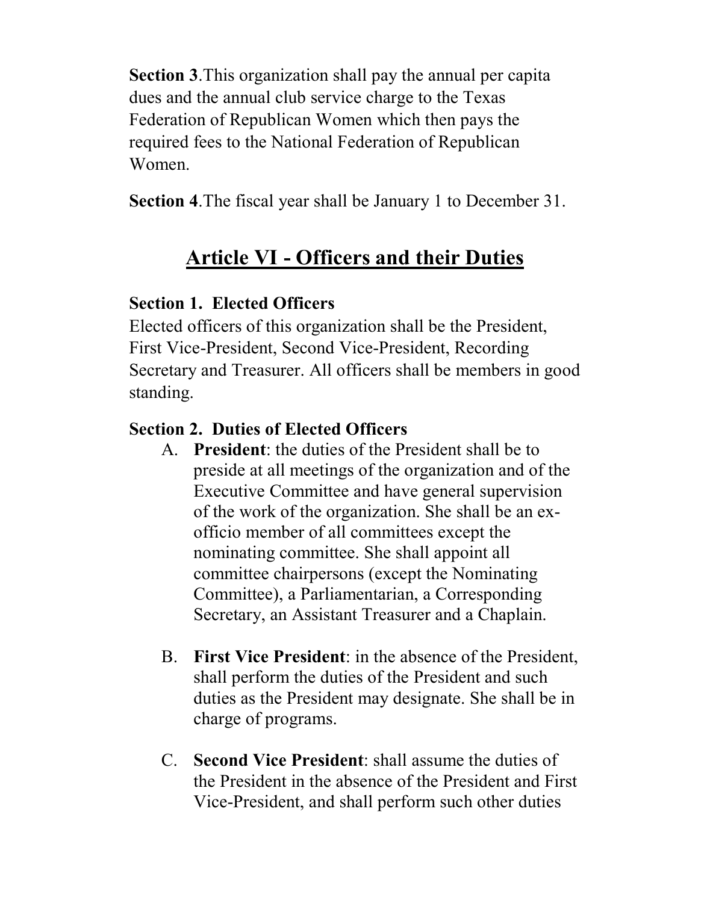**Section 3**.This organization shall pay the annual per capita dues and the annual club service charge to the Texas Federation of Republican Women which then pays the required fees to the National Federation of Republican Women.

**Section 4**.The fiscal year shall be January 1 to December 31.

## Article VI - Officers and their Duties

**Section 1. Elected Officers**
Elected officers of this organization shall be the President, First Vice-President, Second Vice-President, Recording Secretary and Treasurer. All officers shall be members in good standing.

**Section 2. Duties of Elected Officers**

A. **President**: the duties of the President shall be to preside at all meetings of the organization and of the Executive Committee and have general supervision of the work of the organization. She shall be an ex-officio member of all committees except the nominating committee. She shall appoint all committee chairpersons (except the Nominating Committee), a Parliamentarian, a Corresponding Secretary, an Assistant Treasurer and a Chaplain.

B. **First Vice President**: in the absence of the President, shall perform the duties of the President and such duties as the President may designate. She shall be in charge of programs.

C. **Second Vice President**: shall assume the duties of the President in the absence of the President and First Vice-President, and shall perform such other duties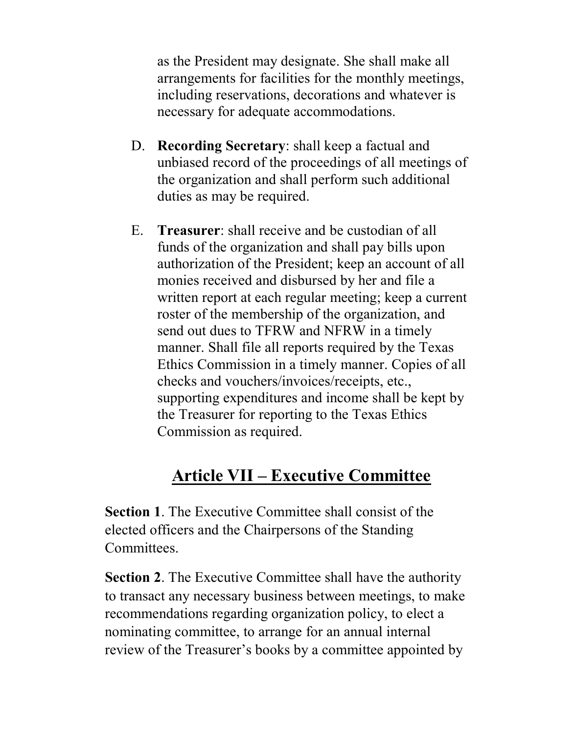as the President may designate. She shall make all arrangements for facilities for the monthly meetings, including reservations, decorations and whatever is necessary for adequate accommodations.

D. **Recording Secretary**: shall keep a factual and unbiased record of the proceedings of all meetings of the organization and shall perform such additional duties as may be required.

E. **Treasurer**: shall receive and be custodian of all funds of the organization and shall pay bills upon authorization of the President; keep an account of all monies received and disbursed by her and file a written report at each regular meeting; keep a current roster of the membership of the organization, and send out dues to TFRW and NFRW in a timely manner. Shall file all reports required by the Texas Ethics Commission in a timely manner. Copies of all checks and vouchers/invoices/receipts, etc., supporting expenditures and income shall be kept by the Treasurer for reporting to the Texas Ethics Commission as required.

## Article VII – Executive Committee

**Section 1**. The Executive Committee shall consist of the elected officers and the Chairpersons of the Standing Committees.

**Section 2**. The Executive Committee shall have the authority to transact any necessary business between meetings, to make recommendations regarding organization policy, to elect a nominating committee, to arrange for an annual internal review of the Treasurer's books by a committee appointed by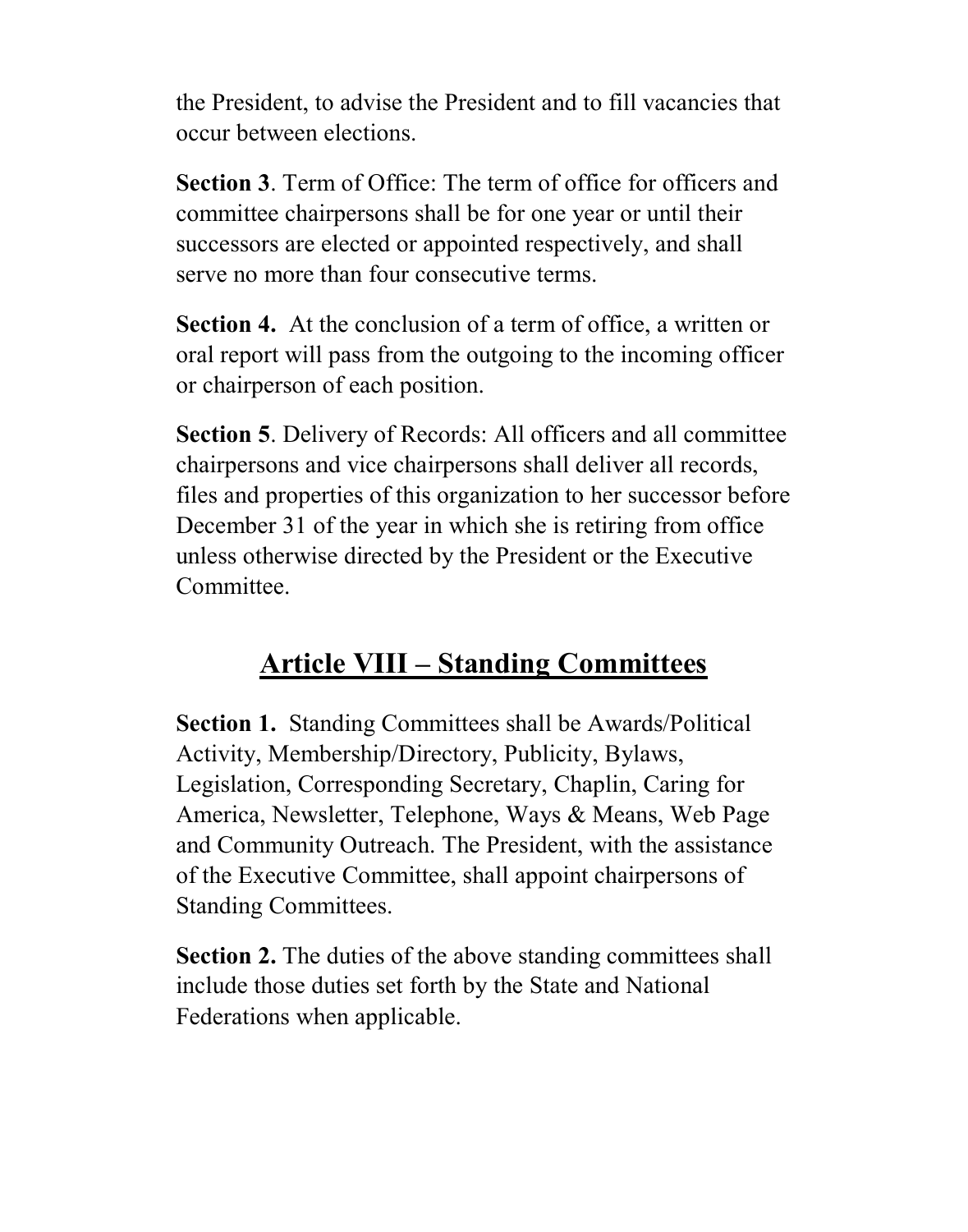the President, to advise the President and to fill vacancies that occur between elections.

**Section 3**. Term of Office: The term of office for officers and committee chairpersons shall be for one year or until their successors are elected or appointed respectively, and shall serve no more than four consecutive terms.

**Section 4.** At the conclusion of a term of office, a written or oral report will pass from the outgoing to the incoming officer or chairperson of each position.

**Section 5**. Delivery of Records: All officers and all committee chairpersons and vice chairpersons shall deliver all records, files and properties of this organization to her successor before December 31 of the year in which she is retiring from office unless otherwise directed by the President or the Executive Committee.

## Article VIII – Standing Committees

**Section 1.** Standing Committees shall be Awards/Political Activity, Membership/Directory, Publicity, Bylaws, Legislation, Corresponding Secretary, Chaplin, Caring for America, Newsletter, Telephone, Ways & Means, Web Page and Community Outreach. The President, with the assistance of the Executive Committee, shall appoint chairpersons of Standing Committees.

**Section 2.** The duties of the above standing committees shall include those duties set forth by the State and National Federations when applicable.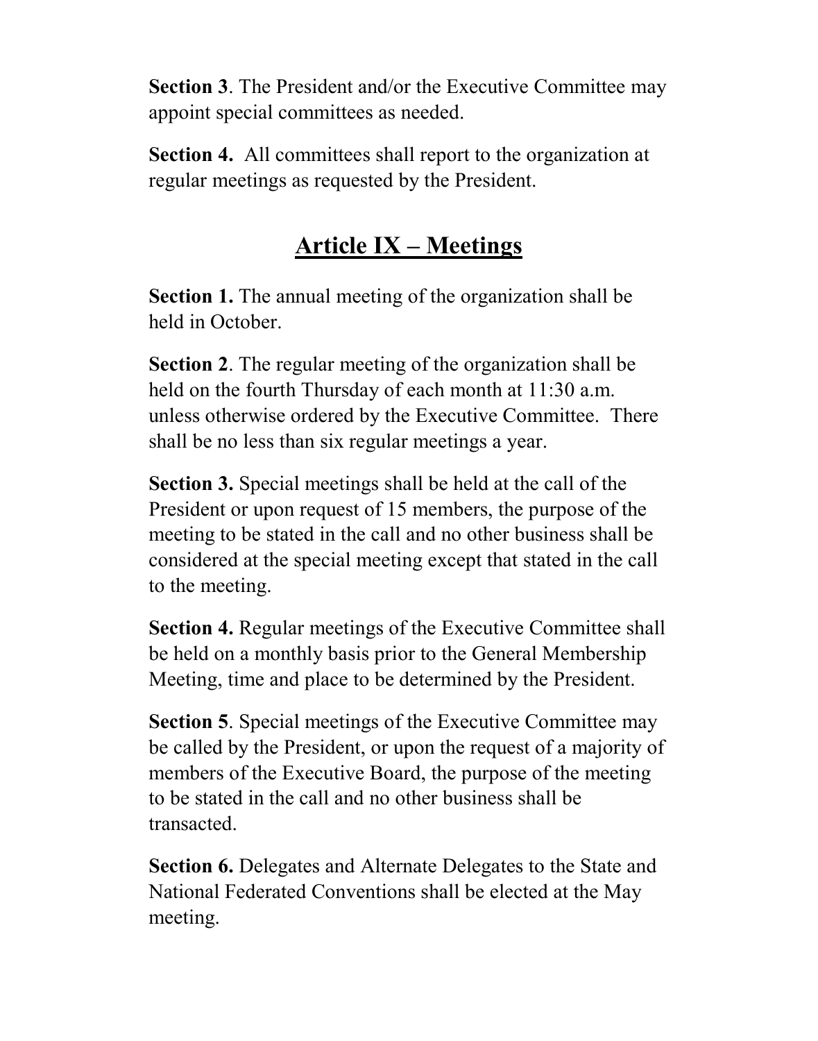**Section 3**. The President and/or the Executive Committee may appoint special committees as needed.

**Section 4.** All committees shall report to the organization at regular meetings as requested by the President.

## Article IX – Meetings

**Section 1.** The annual meeting of the organization shall be held in October.

**Section 2**. The regular meeting of the organization shall be held on the fourth Thursday of each month at 11:30 a.m. unless otherwise ordered by the Executive Committee. There shall be no less than six regular meetings a year.

**Section 3.** Special meetings shall be held at the call of the President or upon request of 15 members, the purpose of the meeting to be stated in the call and no other business shall be considered at the special meeting except that stated in the call to the meeting.

**Section 4.** Regular meetings of the Executive Committee shall be held on a monthly basis prior to the General Membership Meeting, time and place to be determined by the President.

**Section 5**. Special meetings of the Executive Committee may be called by the President, or upon the request of a majority of members of the Executive Board, the purpose of the meeting to be stated in the call and no other business shall be transacted.

**Section 6.** Delegates and Alternate Delegates to the State and National Federated Conventions shall be elected at the May meeting.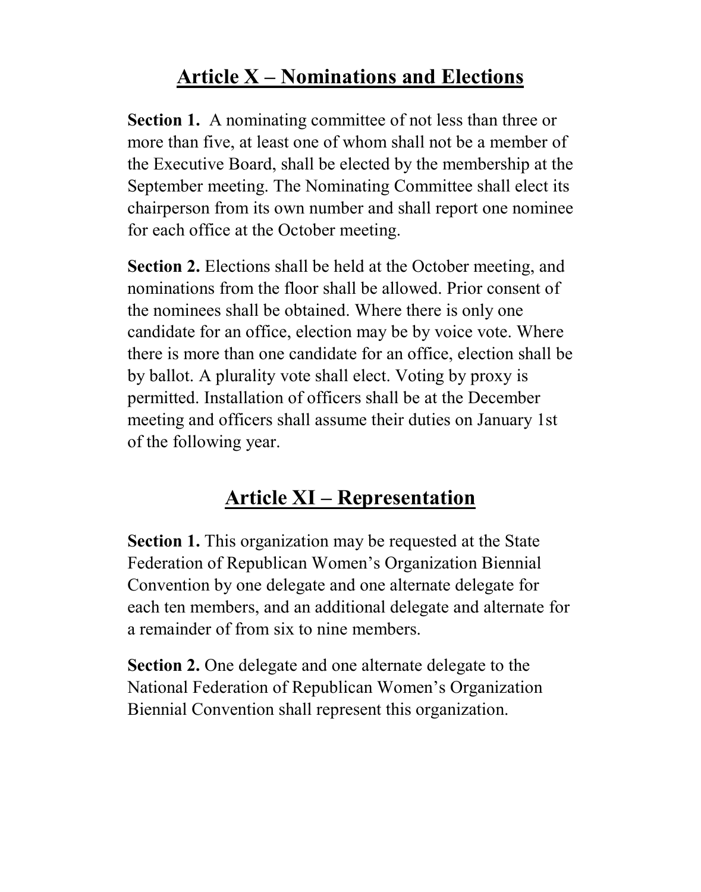## Article X – Nominations and Elections

**Section 1.** A nominating committee of not less than three or more than five, at least one of whom shall not be a member of the Executive Board, shall be elected by the membership at the September meeting. The Nominating Committee shall elect its chairperson from its own number and shall report one nominee for each office at the October meeting.

**Section 2.** Elections shall be held at the October meeting, and nominations from the floor shall be allowed. Prior consent of the nominees shall be obtained. Where there is only one candidate for an office, election may be by voice vote. Where there is more than one candidate for an office, election shall be by ballot. A plurality vote shall elect. Voting by proxy is permitted. Installation of officers shall be at the December meeting and officers shall assume their duties on January 1st of the following year.

## Article XI – Representation

**Section 1.** This organization may be requested at the State Federation of Republican Women's Organization Biennial Convention by one delegate and one alternate delegate for each ten members, and an additional delegate and alternate for a remainder of from six to nine members.

**Section 2.** One delegate and one alternate delegate to the National Federation of Republican Women's Organization Biennial Convention shall represent this organization.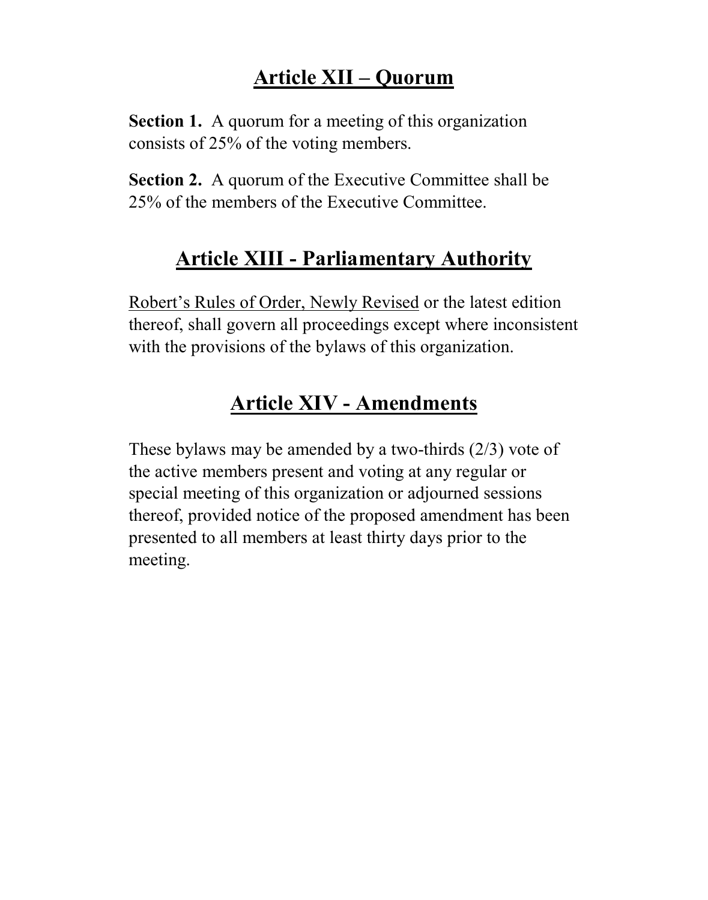## Article XII – Quorum

**Section 1.** A quorum for a meeting of this organization consists of 25% of the voting members.

**Section 2.** A quorum of the Executive Committee shall be 25% of the members of the Executive Committee.

## Article XIII - Parliamentary Authority

Robert's Rules of Order, Newly Revised or the latest edition thereof, shall govern all proceedings except where inconsistent with the provisions of the bylaws of this organization.

## Article XIV - Amendments

These bylaws may be amended by a two-thirds (2/3) vote of the active members present and voting at any regular or special meeting of this organization or adjourned sessions thereof, provided notice of the proposed amendment has been presented to all members at least thirty days prior to the meeting.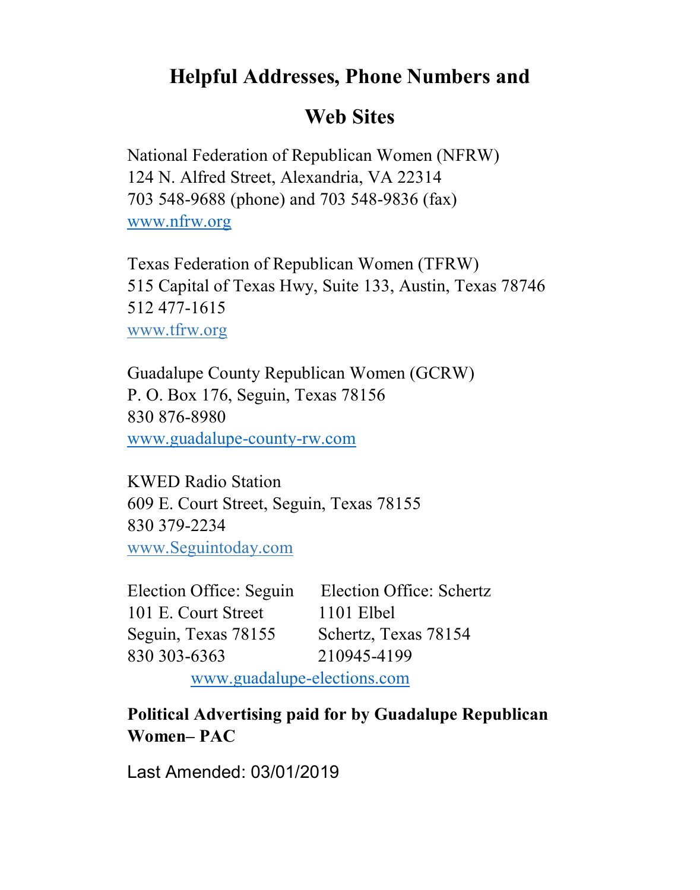# Helpful Addresses, Phone Numbers and Web Sites

National Federation of Republican Women (NFRW)
124 N. Alfred Street, Alexandria, VA 22314
703 548-9688 (phone) and 703 548-9836 (fax)
www.nfrw.org

Texas Federation of Republican Women (TFRW)
515 Capital of Texas Hwy, Suite 133, Austin, Texas 78746
512 477-1615
www.tfrw.org

Guadalupe County Republican Women (GCRW)
P. O. Box 176, Seguin, Texas 78156
830 876-8980
www.guadalupe-county-rw.com

KWED Radio Station
609 E. Court Street, Seguin, Texas 78155
830 379-2234
www.Seguintoday.com

| | |
|---|---|
| Election Office: Seguin | Election Office: Schertz |
| 101 E. Court Street | 1101 Elbel |
| Seguin, Texas 78155 | Schertz, Texas 78154 |
| 830 303-6363 | 210945-4199 |

www.guadalupe-elections.com

**Political Advertising paid for by Guadalupe Republican Women– PAC**

Last Amended: 03/01/2019